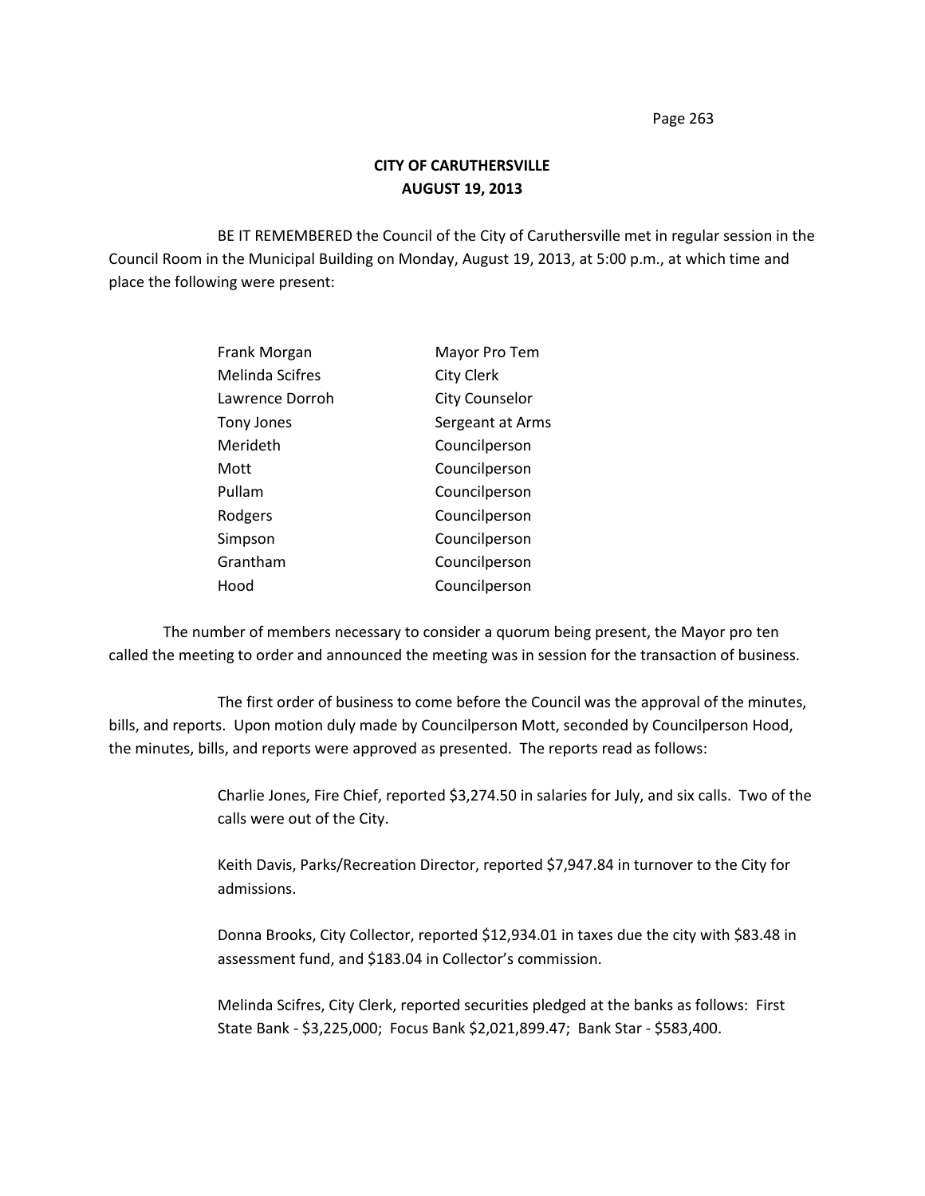## CITY OF CARUTHERSVILLE
## AUGUST 19, 2013

BE IT REMEMBERED the Council of the City of Caruthersville met in regular session in the Council Room in the Municipal Building on Monday, August 19, 2013, at 5:00 p.m., at which time and place the following were present:

| | |
|---|---|
| Frank Morgan | Mayor Pro Tem |
| Melinda Scifres | City Clerk |
| Lawrence Dorroh | City Counselor |
| Tony Jones | Sergeant at Arms |
| Merideth | Councilperson |
| Mott | Councilperson |
| Pullam | Councilperson |
| Rodgers | Councilperson |
| Simpson | Councilperson |
| Grantham | Councilperson |
| Hood | Councilperson |

The number of members necessary to consider a quorum being present, the Mayor pro ten called the meeting to order and announced the meeting was in session for the transaction of business.

The first order of business to come before the Council was the approval of the minutes, bills, and reports. Upon motion duly made by Councilperson Mott, seconded by Councilperson Hood, the minutes, bills, and reports were approved as presented. The reports read as follows:

> Charlie Jones, Fire Chief, reported $3,274.50 in salaries for July, and six calls. Two of the calls were out of the City.
>
> Keith Davis, Parks/Recreation Director, reported $7,947.84 in turnover to the City for admissions.
>
> Donna Brooks, City Collector, reported $12,934.01 in taxes due the city with $83.48 in assessment fund, and $183.04 in Collector's commission.
>
> Melinda Scifres, City Clerk, reported securities pledged at the banks as follows: First State Bank - $3,225,000; Focus Bank $2,021,899.47; Bank Star - $583,400.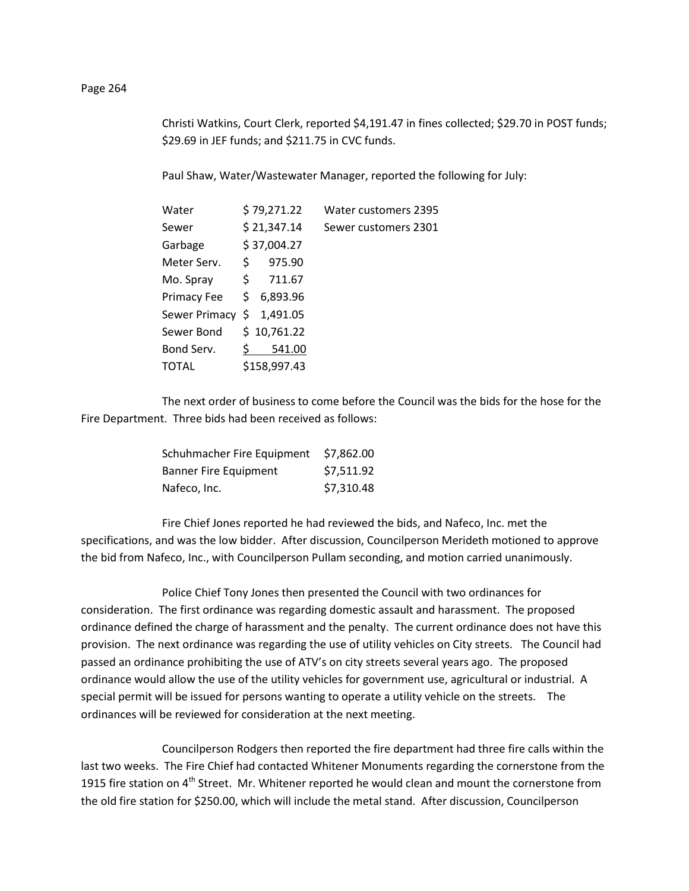Christi Watkins, Court Clerk, reported $4,191.47 in fines collected; $29.70 in POST funds; $29.69 in JEF funds; and $211.75 in CVC funds.

Paul Shaw, Water/Wastewater Manager, reported the following for July:

| | | |
|---|---|---|
| Water | $ 79,271.22 | Water customers 2395 |
| Sewer | $ 21,347.14 | Sewer customers 2301 |
| Garbage | $ 37,004.27 | |
| Meter Serv. | $ 975.90 | |
| Mo. Spray | $ 711.67 | |
| Primacy Fee | $ 6,893.96 | |
| Sewer Primacy | $ 1,491.05 | |
| Sewer Bond | $ 10,761.22 | |
| Bond Serv. | $ 541.00 | |
| TOTAL | $158,997.43 | |

The next order of business to come before the Council was the bids for the hose for the Fire Department. Three bids had been received as follows:

| | |
|---|---|
| Schuhmacher Fire Equipment | $7,862.00 |
| Banner Fire Equipment | $7,511.92 |
| Nafeco, Inc. | $7,310.48 |

Fire Chief Jones reported he had reviewed the bids, and Nafeco, Inc. met the specifications, and was the low bidder. After discussion, Councilperson Merideth motioned to approve the bid from Nafeco, Inc., with Councilperson Pullam seconding, and motion carried unanimously.

Police Chief Tony Jones then presented the Council with two ordinances for consideration. The first ordinance was regarding domestic assault and harassment. The proposed ordinance defined the charge of harassment and the penalty. The current ordinance does not have this provision. The next ordinance was regarding the use of utility vehicles on City streets. The Council had passed an ordinance prohibiting the use of ATV's on city streets several years ago. The proposed ordinance would allow the use of the utility vehicles for government use, agricultural or industrial. A special permit will be issued for persons wanting to operate a utility vehicle on the streets. The ordinances will be reviewed for consideration at the next meeting.

Councilperson Rodgers then reported the fire department had three fire calls within the last two weeks. The Fire Chief had contacted Whitener Monuments regarding the cornerstone from the 1915 fire station on 4th Street. Mr. Whitener reported he would clean and mount the cornerstone from the old fire station for $250.00, which will include the metal stand. After discussion, Councilperson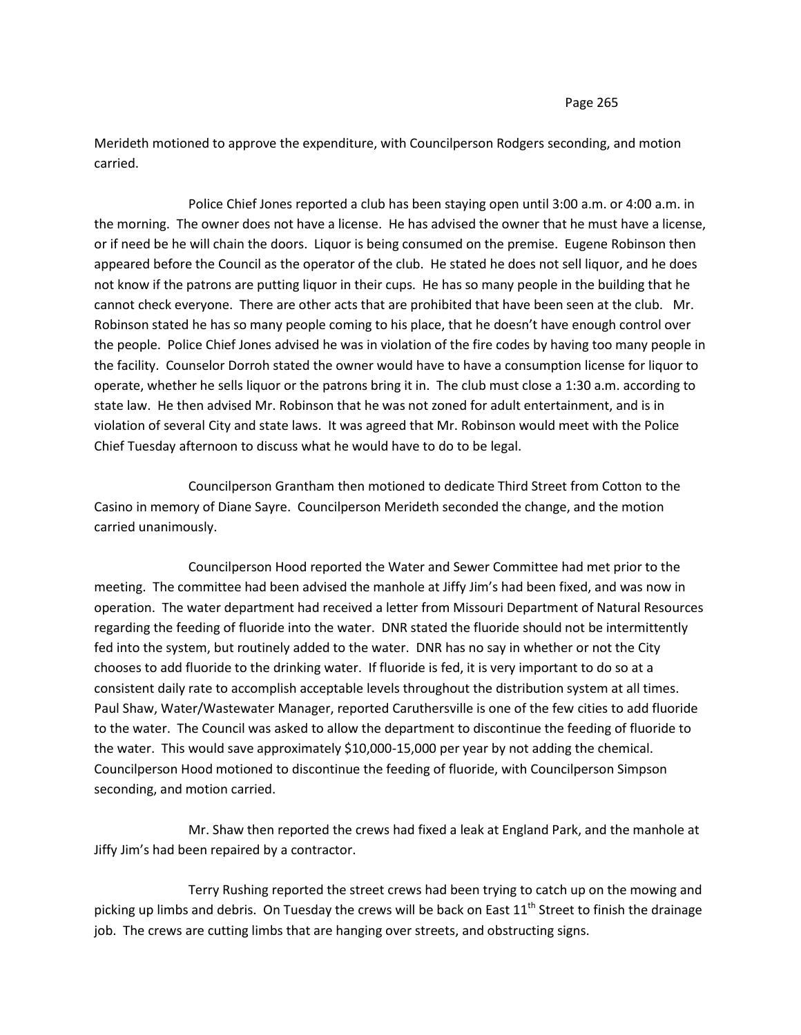Merideth motioned to approve the expenditure, with Councilperson Rodgers seconding, and motion carried.

Police Chief Jones reported a club has been staying open until 3:00 a.m. or 4:00 a.m. in the morning. The owner does not have a license. He has advised the owner that he must have a license, or if need be he will chain the doors. Liquor is being consumed on the premise. Eugene Robinson then appeared before the Council as the operator of the club. He stated he does not sell liquor, and he does not know if the patrons are putting liquor in their cups. He has so many people in the building that he cannot check everyone. There are other acts that are prohibited that have been seen at the club. Mr. Robinson stated he has so many people coming to his place, that he doesn't have enough control over the people. Police Chief Jones advised he was in violation of the fire codes by having too many people in the facility. Counselor Dorroh stated the owner would have to have a consumption license for liquor to operate, whether he sells liquor or the patrons bring it in. The club must close a 1:30 a.m. according to state law. He then advised Mr. Robinson that he was not zoned for adult entertainment, and is in violation of several City and state laws. It was agreed that Mr. Robinson would meet with the Police Chief Tuesday afternoon to discuss what he would have to do to be legal.

Councilperson Grantham then motioned to dedicate Third Street from Cotton to the Casino in memory of Diane Sayre. Councilperson Merideth seconded the change, and the motion carried unanimously.

Councilperson Hood reported the Water and Sewer Committee had met prior to the meeting. The committee had been advised the manhole at Jiffy Jim's had been fixed, and was now in operation. The water department had received a letter from Missouri Department of Natural Resources regarding the feeding of fluoride into the water. DNR stated the fluoride should not be intermittently fed into the system, but routinely added to the water. DNR has no say in whether or not the City chooses to add fluoride to the drinking water. If fluoride is fed, it is very important to do so at a consistent daily rate to accomplish acceptable levels throughout the distribution system at all times. Paul Shaw, Water/Wastewater Manager, reported Caruthersville is one of the few cities to add fluoride to the water. The Council was asked to allow the department to discontinue the feeding of fluoride to the water. This would save approximately $10,000-15,000 per year by not adding the chemical. Councilperson Hood motioned to discontinue the feeding of fluoride, with Councilperson Simpson seconding, and motion carried.

Mr. Shaw then reported the crews had fixed a leak at England Park, and the manhole at Jiffy Jim's had been repaired by a contractor.

Terry Rushing reported the street crews had been trying to catch up on the mowing and picking up limbs and debris. On Tuesday the crews will be back on East 11th Street to finish the drainage job. The crews are cutting limbs that are hanging over streets, and obstructing signs.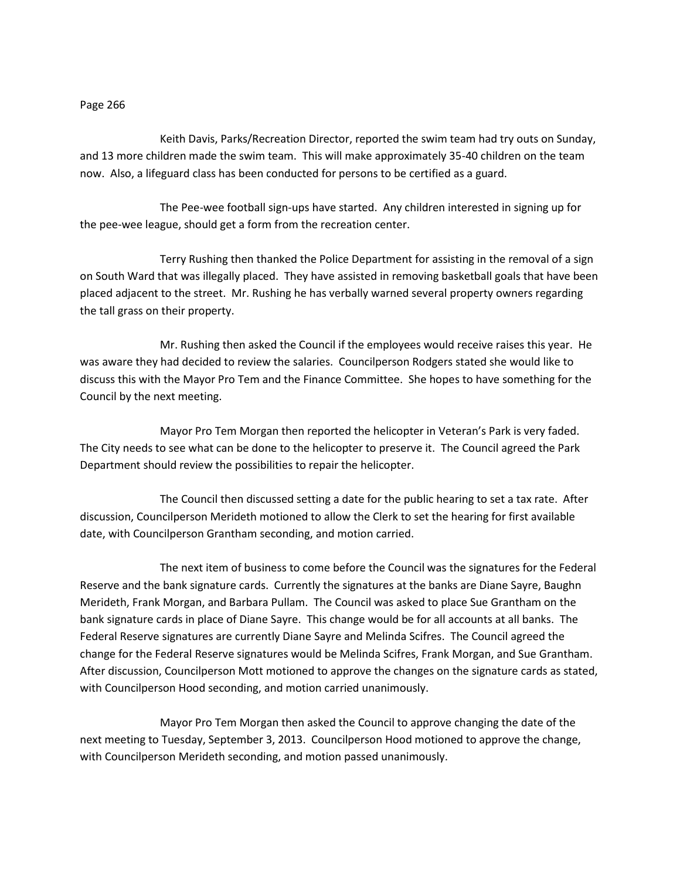Keith Davis, Parks/Recreation Director, reported the swim team had try outs on Sunday, and 13 more children made the swim team. This will make approximately 35-40 children on the team now. Also, a lifeguard class has been conducted for persons to be certified as a guard.

The Pee-wee football sign-ups have started. Any children interested in signing up for the pee-wee league, should get a form from the recreation center.

Terry Rushing then thanked the Police Department for assisting in the removal of a sign on South Ward that was illegally placed. They have assisted in removing basketball goals that have been placed adjacent to the street. Mr. Rushing he has verbally warned several property owners regarding the tall grass on their property.

Mr. Rushing then asked the Council if the employees would receive raises this year. He was aware they had decided to review the salaries. Councilperson Rodgers stated she would like to discuss this with the Mayor Pro Tem and the Finance Committee. She hopes to have something for the Council by the next meeting.

Mayor Pro Tem Morgan then reported the helicopter in Veteran's Park is very faded. The City needs to see what can be done to the helicopter to preserve it. The Council agreed the Park Department should review the possibilities to repair the helicopter.

The Council then discussed setting a date for the public hearing to set a tax rate. After discussion, Councilperson Merideth motioned to allow the Clerk to set the hearing for first available date, with Councilperson Grantham seconding, and motion carried.

The next item of business to come before the Council was the signatures for the Federal Reserve and the bank signature cards. Currently the signatures at the banks are Diane Sayre, Baughn Merideth, Frank Morgan, and Barbara Pullam. The Council was asked to place Sue Grantham on the bank signature cards in place of Diane Sayre. This change would be for all accounts at all banks. The Federal Reserve signatures are currently Diane Sayre and Melinda Scifres. The Council agreed the change for the Federal Reserve signatures would be Melinda Scifres, Frank Morgan, and Sue Grantham. After discussion, Councilperson Mott motioned to approve the changes on the signature cards as stated, with Councilperson Hood seconding, and motion carried unanimously.

Mayor Pro Tem Morgan then asked the Council to approve changing the date of the next meeting to Tuesday, September 3, 2013. Councilperson Hood motioned to approve the change, with Councilperson Merideth seconding, and motion passed unanimously.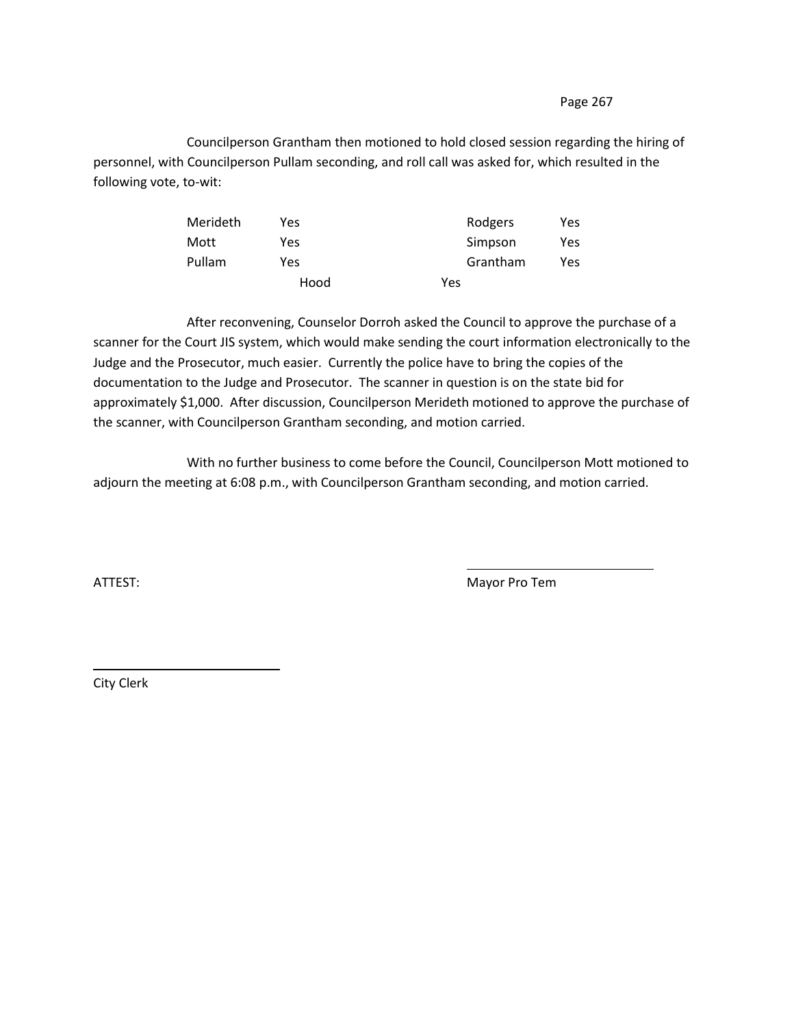Councilperson Grantham then motioned to hold closed session regarding the hiring of personnel, with Councilperson Pullam seconding, and roll call was asked for, which resulted in the following vote, to-wit:

| | | | |
|---|---|---|---|
| Merideth | Yes | Rodgers | Yes |
| Mott | Yes | Simpson | Yes |
| Pullam | Yes | Grantham | Yes |
| Hood | Yes | | |

After reconvening, Counselor Dorroh asked the Council to approve the purchase of a scanner for the Court JIS system, which would make sending the court information electronically to the Judge and the Prosecutor, much easier. Currently the police have to bring the copies of the documentation to the Judge and Prosecutor. The scanner in question is on the state bid for approximately $1,000. After discussion, Councilperson Merideth motioned to approve the purchase of the scanner, with Councilperson Grantham seconding, and motion carried.

With no further business to come before the Council, Councilperson Mott motioned to adjourn the meeting at 6:08 p.m., with Councilperson Grantham seconding, and motion carried.

ATTEST:

\_\_\_\_\_\_\_\_\_\_\_\_\_\_\_\_\_\_\_\_\_\_\_\_\_\_\_\_
Mayor Pro Tem

\_\_\_\_\_\_\_\_\_\_\_\_\_\_\_\_\_\_\_\_\_\_\_\_\_\_\_\_
City Clerk